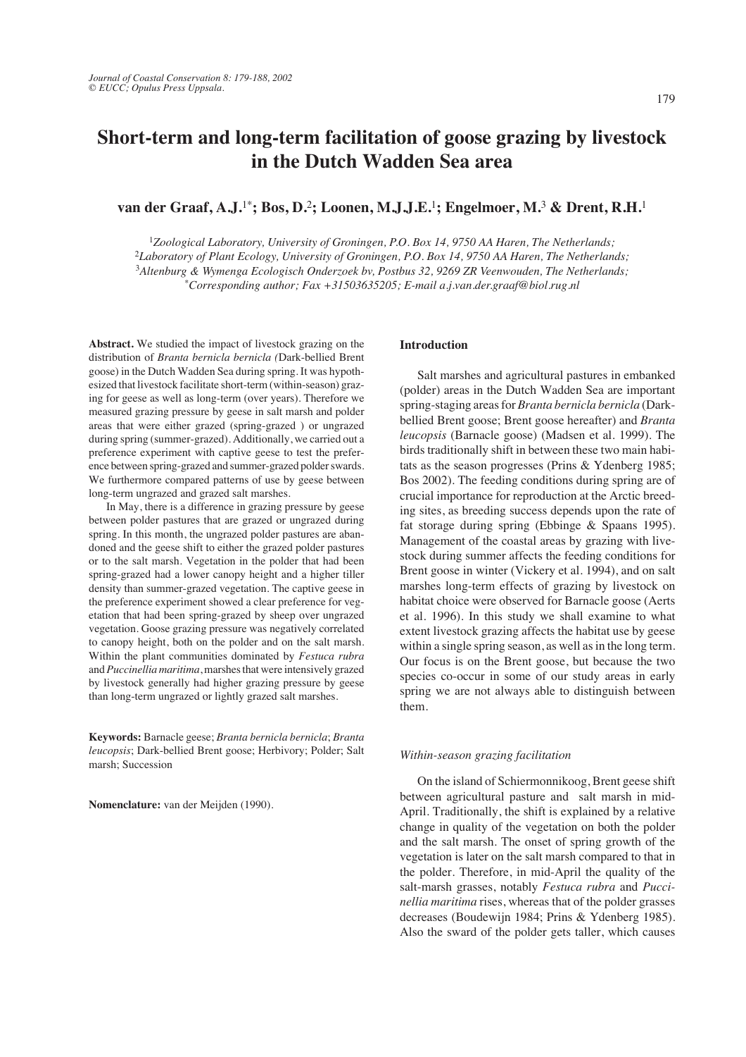# Short-term and long-term facilitation of goose grazing by livestock in the Dutch Wadden Sea area

**van der Graaf, A.J.[1*]; Bos, D.[2]; Loonen, M.J.J.E.[1]; Engelmoer, M.[3] & Drent, R.H.[1]**

[1]*Zoological Laboratory, University of Groningen, P.O. Box 14, 9750 AA Haren, The Netherlands;*
[2]*Laboratory of Plant Ecology, University of Groningen, P.O. Box 14, 9750 AA Haren, The Netherlands;*
[3]*Altenburg & Wymenga Ecologisch Onderzoek bv, Postbus 32, 9269 ZR Veenwouden, The Netherlands;*
[*]*Corresponding author; Fax +31503635205; E-mail a.j.van.der.graaf@biol.rug.nl*

**Abstract.** We studied the impact of livestock grazing on the distribution of *Branta bernicla bernicla (*Dark-bellied Brent goose) in the Dutch Wadden Sea during spring. It was hypothesized that livestock facilitate short-term (within-season) grazing for geese as well as long-term (over years). Therefore we measured grazing pressure by geese in salt marsh and polder areas that were either grazed (spring-grazed ) or ungrazed during spring (summer-grazed). Additionally, we carried out a preference experiment with captive geese to test the preference between spring-grazed and summer-grazed polder swards. We furthermore compared patterns of use by geese between long-term ungrazed and grazed salt marshes.

In May, there is a difference in grazing pressure by geese between polder pastures that are grazed or ungrazed during spring. In this month, the ungrazed polder pastures are abandoned and the geese shift to either the grazed polder pastures or to the salt marsh. Vegetation in the polder that had been spring-grazed had a lower canopy height and a higher tiller density than summer-grazed vegetation. The captive geese in the preference experiment showed a clear preference for vegetation that had been spring-grazed by sheep over ungrazed vegetation. Goose grazing pressure was negatively correlated to canopy height, both on the polder and on the salt marsh. Within the plant communities dominated by *Festuca rubra* and *Puccinellia maritima*, marshes that were intensively grazed by livestock generally had higher grazing pressure by geese than long-term ungrazed or lightly grazed salt marshes.

**Keywords:** Barnacle geese; *Branta bernicla bernicla*; *Branta leucopsis*; Dark-bellied Brent goose; Herbivory; Polder; Salt marsh; Succession

**Nomenclature:** van der Meijden (1990).

## Introduction

Salt marshes and agricultural pastures in embanked (polder) areas in the Dutch Wadden Sea are important spring-staging areas for *Branta bernicla bernicla* (Dark-bellied Brent goose; Brent goose hereafter) and *Branta leucopsis* (Barnacle goose) (Madsen et al. 1999). The birds traditionally shift in between these two main habitats as the season progresses (Prins & Ydenberg 1985; Bos 2002). The feeding conditions during spring are of crucial importance for reproduction at the Arctic breeding sites, as breeding success depends upon the rate of fat storage during spring (Ebbinge & Spaans 1995). Management of the coastal areas by grazing with livestock during summer affects the feeding conditions for Brent goose in winter (Vickery et al. 1994), and on salt marshes long-term effects of grazing by livestock on habitat choice were observed for Barnacle goose (Aerts et al. 1996). In this study we shall examine to what extent livestock grazing affects the habitat use by geese within a single spring season, as well as in the long term. Our focus is on the Brent goose, but because the two species co-occur in some of our study areas in early spring we are not always able to distinguish between them.

### *Within-season grazing facilitation*

On the island of Schiermonnikoog, Brent geese shift between agricultural pasture and salt marsh in mid-April. Traditionally, the shift is explained by a relative change in quality of the vegetation on both the polder and the salt marsh. The onset of spring growth of the vegetation is later on the salt marsh compared to that in the polder. Therefore, in mid-April the quality of the salt-marsh grasses, notably *Festuca rubra* and *Puccinellia maritima* rises, whereas that of the polder grasses decreases (Boudewijn 1984; Prins & Ydenberg 1985). Also the sward of the polder gets taller, which causes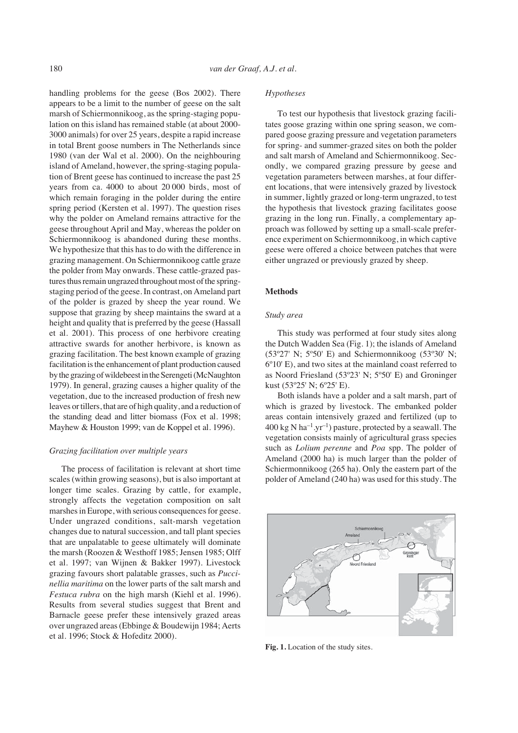handling problems for the geese (Bos 2002). There appears to be a limit to the number of geese on the salt marsh of Schiermonnikoog, as the spring-staging population on this island has remained stable (at about 2000-3000 animals) for over 25 years, despite a rapid increase in total Brent goose numbers in The Netherlands since 1980 (van der Wal et al. 2000). On the neighbouring island of Ameland, however, the spring-staging population of Brent geese has continued to increase the past 25 years from ca. 4000 to about 20 000 birds, most of which remain foraging in the polder during the entire spring period (Kersten et al. 1997). The question rises why the polder on Ameland remains attractive for the geese throughout April and May, whereas the polder on Schiermonnikoog is abandoned during these months. We hypothesize that this has to do with the difference in grazing management. On Schiermonnikoog cattle graze the polder from May onwards. These cattle-grazed pastures thus remain ungrazed throughout most of the spring-staging period of the geese. In contrast, on Ameland part of the polder is grazed by sheep the year round. We suppose that grazing by sheep maintains the sward at a height and quality that is preferred by the geese (Hassall et al. 2001). This process of one herbivore creating attractive swards for another herbivore, is known as grazing facilitation. The best known example of grazing facilitation is the enhancement of plant production caused by the grazing of wildebeest in the Serengeti (McNaughton 1979). In general, grazing causes a higher quality of the vegetation, due to the increased production of fresh new leaves or tillers, that are of high quality, and a reduction of the standing dead and litter biomass (Fox et al. 1998; Mayhew & Houston 1999; van de Koppel et al. 1996).

### *Grazing facilitation over multiple years*

The process of facilitation is relevant at short time scales (within growing seasons), but is also important at longer time scales. Grazing by cattle, for example, strongly affects the vegetation composition on salt marshes in Europe, with serious consequences for geese. Under ungrazed conditions, salt-marsh vegetation changes due to natural succession, and tall plant species that are unpalatable to geese ultimately will dominate the marsh (Roozen & Westhoff 1985; Jensen 1985; Olff et al. 1997; van Wijnen & Bakker 1997). Livestock grazing favours short palatable grasses, such as *Puccinellia maritima* on the lower parts of the salt marsh and *Festuca rubra* on the high marsh (Kiehl et al. 1996). Results from several studies suggest that Brent and Barnacle geese prefer these intensively grazed areas over ungrazed areas (Ebbinge & Boudewijn 1984; Aerts et al. 1996; Stock & Hofeditz 2000).

### *Hypotheses*

To test our hypothesis that livestock grazing facilitates goose grazing within one spring season, we compared goose grazing pressure and vegetation parameters for spring- and summer-grazed sites on both the polder and salt marsh of Ameland and Schiermonnikoog. Secondly, we compared grazing pressure by geese and vegetation parameters between marshes, at four different locations, that were intensively grazed by livestock in summer, lightly grazed or long-term ungrazed, to test the hypothesis that livestock grazing facilitates goose grazing in the long run. Finally, a complementary approach was followed by setting up a small-scale preference experiment on Schiermonnikoog, in which captive geese were offered a choice between patches that were either ungrazed or previously grazed by sheep.

## Methods

### *Study area*

This study was performed at four study sites along the Dutch Wadden Sea (Fig. 1); the islands of Ameland (53º27' N; 5º50' E) and Schiermonnikoog (53º30' N; 6º10' E), and two sites at the mainland coast referred to as Noord Friesland (53º23' N; 5º50' E) and Groninger kust (53º25' N; 6º25' E).

Both islands have a polder and a salt marsh, part of which is grazed by livestock. The embanked polder areas contain intensively grazed and fertilized (up to 400 kg N $ha^{-1}.yr^{-1}$) pasture, protected by a seawall. The vegetation consists mainly of agricultural grass species such as *Lolium perenne* and *Poa* spp. The polder of Ameland (2000 ha) is much larger than the polder of Schiermonnikoog (265 ha). Only the eastern part of the polder of Ameland (240 ha) was used for this study. The

**Fig. 1.** Location of the study sites.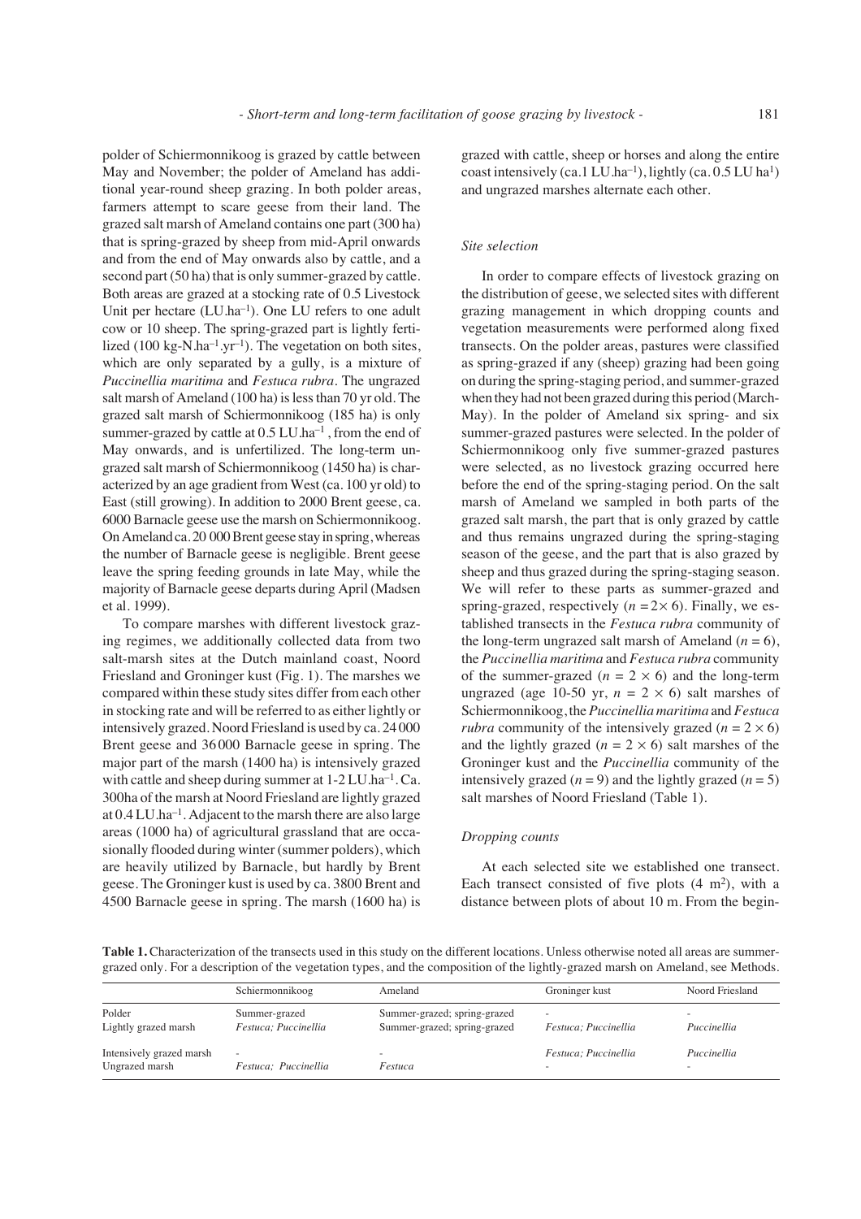polder of Schiermonnikoog is grazed by cattle between May and November; the polder of Ameland has additional year-round sheep grazing. In both polder areas, farmers attempt to scare geese from their land. The grazed salt marsh of Ameland contains one part (300 ha) that is spring-grazed by sheep from mid-April onwards and from the end of May onwards also by cattle, and a second part (50 ha) that is only summer-grazed by cattle. Both areas are grazed at a stocking rate of 0.5 Livestock Unit per hectare (LU.ha$^{-1}$). One LU refers to one adult cow or 10 sheep. The spring-grazed part is lightly fertilized (100 kg-N.ha$^{-1}$.yr$^{-1}$). The vegetation on both sites, which are only separated by a gully, is a mixture of *Puccinellia maritima* and *Festuca rubra*. The ungrazed salt marsh of Ameland (100 ha) is less than 70 yr old. The grazed salt marsh of Schiermonnikoog (185 ha) is only summer-grazed by cattle at 0.5 LU.ha$^{-1}$ , from the end of May onwards, and is unfertilized. The long-term ungrazed salt marsh of Schiermonnikoog (1450 ha) is characterized by an age gradient from West (ca. 100 yr old) to East (still growing). In addition to 2000 Brent geese, ca. 6000 Barnacle geese use the marsh on Schiermonnikoog. On Ameland ca. 20 000 Brent geese stay in spring, whereas the number of Barnacle geese is negligible. Brent geese leave the spring feeding grounds in late May, while the majority of Barnacle geese departs during April (Madsen et al. 1999).

To compare marshes with different livestock grazing regimes, we additionally collected data from two salt-marsh sites at the Dutch mainland coast, Noord Friesland and Groninger kust (Fig. 1). The marshes we compared within these study sites differ from each other in stocking rate and will be referred to as either lightly or intensively grazed. Noord Friesland is used by ca. 24 000 Brent geese and 36 000 Barnacle geese in spring. The major part of the marsh (1400 ha) is intensively grazed with cattle and sheep during summer at 1-2 LU.ha$^{-1}$. Ca. 300ha of the marsh at Noord Friesland are lightly grazed at 0.4 LU.ha$^{-1}$. Adjacent to the marsh there are also large areas (1000 ha) of agricultural grassland that are occasionally flooded during winter (summer polders), which are heavily utilized by Barnacle, but hardly by Brent geese. The Groninger kust is used by ca. 3800 Brent and 4500 Barnacle geese in spring. The marsh (1600 ha) is grazed with cattle, sheep or horses and along the entire coast intensively (ca.1 LU.ha$^{-1}$), lightly (ca. 0.5 LU ha$^{1}$) and ungrazed marshes alternate each other.

### Site selection

In order to compare effects of livestock grazing on the distribution of geese, we selected sites with different grazing management in which dropping counts and vegetation measurements were performed along fixed transects. On the polder areas, pastures were classified as spring-grazed if any (sheep) grazing had been going on during the spring-staging period, and summer-grazed when they had not been grazed during this period (March-May). In the polder of Ameland six spring- and six summer-grazed pastures were selected. In the polder of Schiermonnikoog only five summer-grazed pastures were selected, as no livestock grazing occurred here before the end of the spring-staging period. On the salt marsh of Ameland we sampled in both parts of the grazed salt marsh, the part that is only grazed by cattle and thus remains ungrazed during the spring-staging season of the geese, and the part that is also grazed by sheep and thus grazed during the spring-staging season. We will refer to these parts as summer-grazed and spring-grazed, respectively ($n = 2\times 6$). Finally, we established transects in the *Festuca rubra* community of the long-term ungrazed salt marsh of Ameland ($n = 6$), the *Puccinellia maritima* and *Festuca rubra* community of the summer-grazed ($n = 2 \times 6$) and the long-term ungrazed (age 10-50 yr, $n = 2 \times 6$) salt marshes of Schiermonnikoog, the *Puccinellia maritima* and *Festuca rubra* community of the intensively grazed ($n = 2 \times 6$) and the lightly grazed ($n = 2 \times 6$) salt marshes of the Groninger kust and the *Puccinellia* community of the intensively grazed ($n = 9$) and the lightly grazed ($n = 5$) salt marshes of Noord Friesland (Table 1).

### Dropping counts

At each selected site we established one transect. Each transect consisted of five plots (4 m$^2$), with a distance between plots of about 10 m. From the begin-

**Table 1.** Characterization of the transects used in this study on the different locations. Unless otherwise noted all areas are summer-grazed only. For a description of the vegetation types, and the composition of the lightly-grazed marsh on Ameland, see Methods.

| | Schiermonnikoog | Ameland | Groninger kust | Noord Friesland |
|---|---|---|---|---|
| Polder | Summer-grazed | Summer-grazed; spring-grazed | - | - |
| Lightly grazed marsh | *Festuca; Puccinellia* | Summer-grazed; spring-grazed | *Festuca; Puccinellia* | *Puccinellia* |
| Intensively grazed marsh | - | - | *Festuca; Puccinellia* | *Puccinellia* |
| Ungrazed marsh | *Festuca; Puccinellia* | *Festuca* | - | - |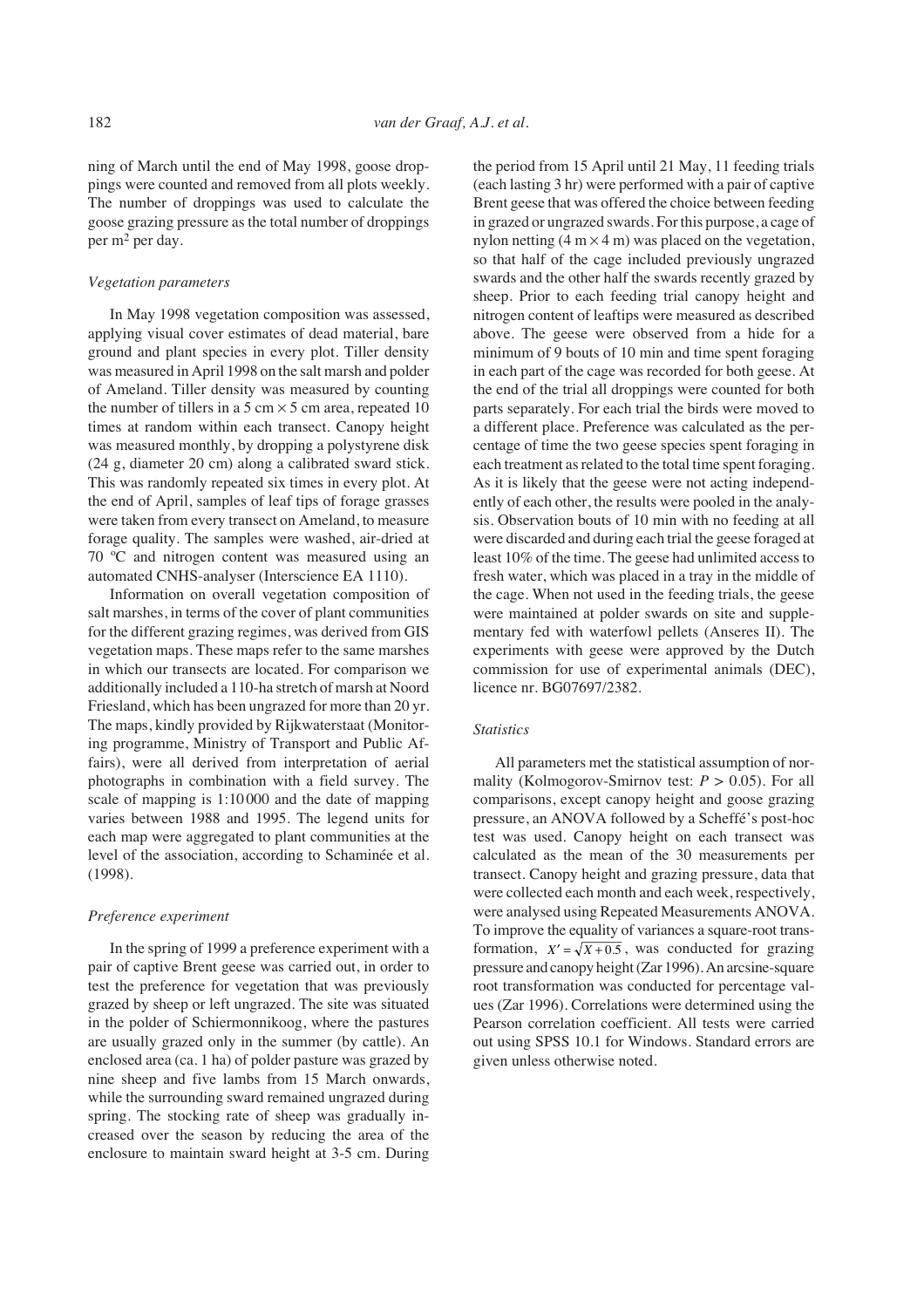ning of March until the end of May 1998, goose droppings were counted and removed from all plots weekly. The number of droppings was used to calculate the goose grazing pressure as the total number of droppings per $m^2$ per day.

### *Vegetation parameters*

In May 1998 vegetation composition was assessed, applying visual cover estimates of dead material, bare ground and plant species in every plot. Tiller density was measured in April 1998 on the salt marsh and polder of Ameland. Tiller density was measured by counting the number of tillers in a 5 cm × 5 cm area, repeated 10 times at random within each transect. Canopy height was measured monthly, by dropping a polystyrene disk (24 g, diameter 20 cm) along a calibrated sward stick. This was randomly repeated six times in every plot. At the end of April, samples of leaf tips of forage grasses were taken from every transect on Ameland, to measure forage quality. The samples were washed, air-dried at 70 ºC and nitrogen content was measured using an automated CNHS-analyser (Interscience EA 1110).

Information on overall vegetation composition of salt marshes, in terms of the cover of plant communities for the different grazing regimes, was derived from GIS vegetation maps. These maps refer to the same marshes in which our transects are located. For comparison we additionally included a 110-ha stretch of marsh at Noord Friesland, which has been ungrazed for more than 20 yr. The maps, kindly provided by Rijkwaterstaat (Monitoring programme, Ministry of Transport and Public Affairs), were all derived from interpretation of aerial photographs in combination with a field survey. The scale of mapping is 1:10 000 and the date of mapping varies between 1988 and 1995. The legend units for each map were aggregated to plant communities at the level of the association, according to Schaminée et al. (1998).

### *Preference experiment*

In the spring of 1999 a preference experiment with a pair of captive Brent geese was carried out, in order to test the preference for vegetation that was previously grazed by sheep or left ungrazed. The site was situated in the polder of Schiermonnikoog, where the pastures are usually grazed only in the summer (by cattle). An enclosed area (ca. 1 ha) of polder pasture was grazed by nine sheep and five lambs from 15 March onwards, while the surrounding sward remained ungrazed during spring. The stocking rate of sheep was gradually increased over the season by reducing the area of the enclosure to maintain sward height at 3-5 cm. During the period from 15 April until 21 May, 11 feeding trials (each lasting 3 hr) were performed with a pair of captive Brent geese that was offered the choice between feeding in grazed or ungrazed swards. For this purpose, a cage of nylon netting (4 m × 4 m) was placed on the vegetation, so that half of the cage included previously ungrazed swards and the other half the swards recently grazed by sheep. Prior to each feeding trial canopy height and nitrogen content of leaftips were measured as described above. The geese were observed from a hide for a minimum of 9 bouts of 10 min and time spent foraging in each part of the cage was recorded for both geese. At the end of the trial all droppings were counted for both parts separately. For each trial the birds were moved to a different place. Preference was calculated as the percentage of time the two geese species spent foraging in each treatment as related to the total time spent foraging. As it is likely that the geese were not acting independently of each other, the results were pooled in the analysis. Observation bouts of 10 min with no feeding at all were discarded and during each trial the geese foraged at least 10% of the time. The geese had unlimited access to fresh water, which was placed in a tray in the middle of the cage. When not used in the feeding trials, the geese were maintained at polder swards on site and supplementary fed with waterfowl pellets (Anseres II). The experiments with geese were approved by the Dutch commission for use of experimental animals (DEC), licence nr. BG07697/2382.

### *Statistics*

All parameters met the statistical assumption of normality (Kolmogorov-Smirnov test: $P > 0.05$). For all comparisons, except canopy height and goose grazing pressure, an ANOVA followed by a Scheffé's post-hoc test was used. Canopy height on each transect was calculated as the mean of the 30 measurements per transect. Canopy height and grazing pressure, data that were collected each month and each week, respectively, were analysed using Repeated Measurements ANOVA. To improve the equality of variances a square-root transformation, $X' = \sqrt{X + 0.5}$, was conducted for grazing pressure and canopy height (Zar 1996). An arcsine-square root transformation was conducted for percentage values (Zar 1996). Correlations were determined using the Pearson correlation coefficient. All tests were carried out using SPSS 10.1 for Windows. Standard errors are given unless otherwise noted.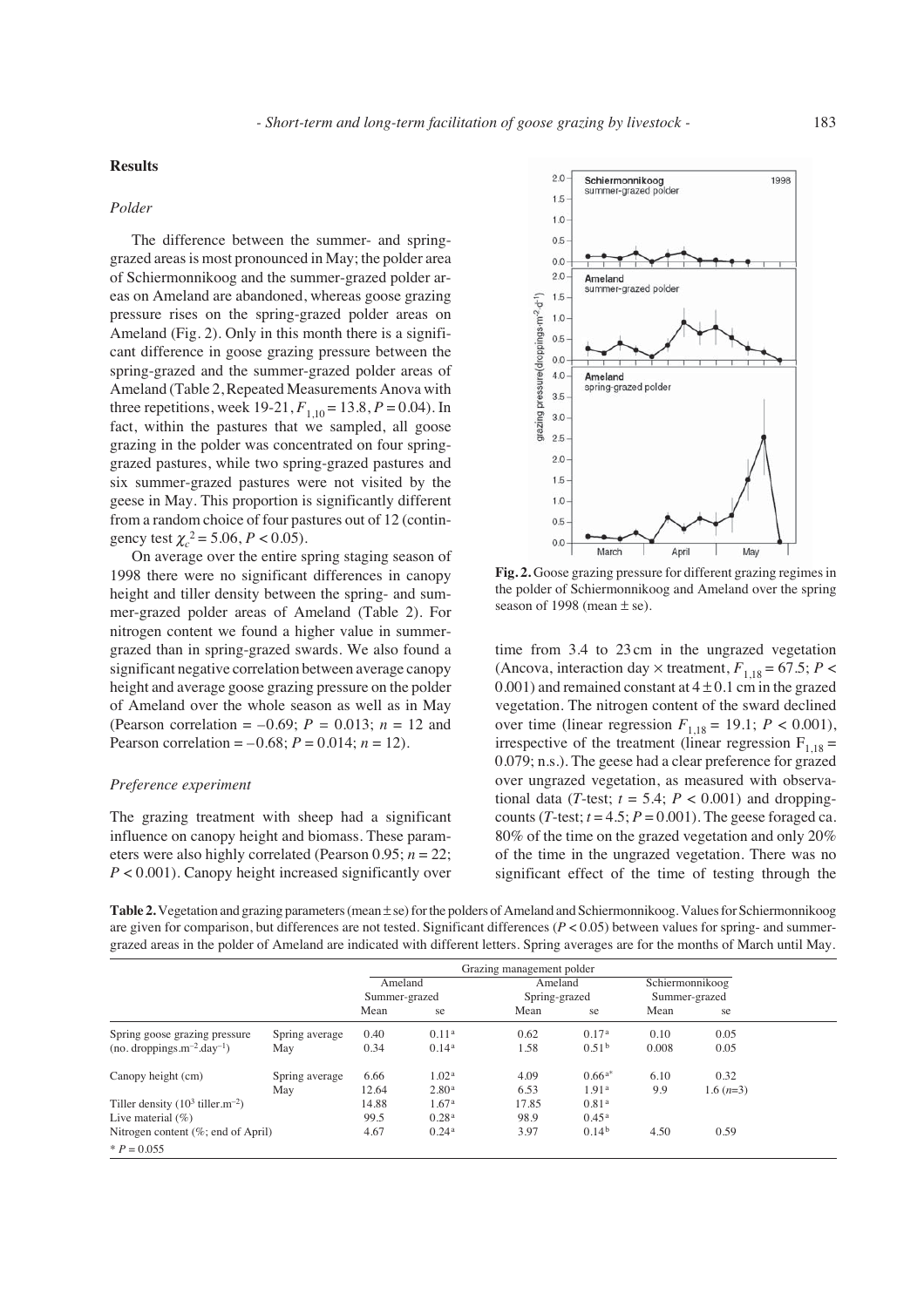## Results

### *Polder*

The difference between the summer- and spring-grazed areas is most pronounced in May; the polder area of Schiermonnikoog and the summer-grazed polder areas on Ameland are abandoned, whereas goose grazing pressure rises on the spring-grazed polder areas on Ameland (Fig. 2). Only in this month there is a significant difference in goose grazing pressure between the spring-grazed and the summer-grazed polder areas of Ameland (Table 2, Repeated Measurements Anova with three repetitions, week 19-21, $F_{1,10} = 13.8$, $P = 0.04$). In fact, within the pastures that we sampled, all goose grazing in the polder was concentrated on four spring-grazed pastures, while two spring-grazed pastures and six summer-grazed pastures were not visited by the geese in May. This proportion is significantly different from a random choice of four pastures out of 12 (contingency test $\chi_c^2 = 5.06$, $P < 0.05$).

On average over the entire spring staging season of 1998 there were no significant differences in canopy height and tiller density between the spring- and summer-grazed polder areas of Ameland (Table 2). For nitrogen content we found a higher value in summer-grazed than in spring-grazed swards. We also found a significant negative correlation between average canopy height and average goose grazing pressure on the polder of Ameland over the whole season as well as in May (Pearson correlation = –0.69; $P = 0.013$; $n = 12$ and Pearson correlation = –0.68; $P = 0.014$; $n = 12$).

### *Preference experiment*

The grazing treatment with sheep had a significant influence on canopy height and biomass. These parameters were also highly correlated (Pearson 0.95; $n = 22$; $P < 0.001$). Canopy height increased significantly over time from 3.4 to 23 cm in the ungrazed vegetation (Ancova, interaction day × treatment, $F_{1,18} = 67.5$; $P < 0.001$) and remained constant at $4 \pm 0.1$ cm in the grazed vegetation. The nitrogen content of the sward declined over time (linear regression $F_{1,18} = 19.1$; $P < 0.001$), irrespective of the treatment (linear regression $F_{1,18} = 0.079$; n.s.). The geese had a clear preference for grazed over ungrazed vegetation, as measured with observational data (*T*-test; $t = 5.4$; $P < 0.001$) and dropping-counts (*T*-test; $t = 4.5$; $P = 0.001$). The geese foraged ca. 80% of the time on the grazed vegetation and only 20% of the time in the ungrazed vegetation. There was no significant effect of the time of testing through the

**Fig. 2.** Goose grazing pressure for different grazing regimes in the polder of Schiermonnikoog and Ameland over the spring season of 1998 (mean ± se).

**Table 2.** Vegetation and grazing parameters (mean ± se) for the polders of Ameland and Schiermonnikoog. Values for Schiermonnikoog are given for comparison, but differences are not tested. Significant differences ($P < 0.05$) between values for spring- and summer-grazed areas in the polder of Ameland are indicated with different letters. Spring averages are for the months of March until May.

| | | Grazing management polder | | | | | |
|---|---|---|---|---|---|---|---|
| | | Ameland Summer-grazed | | Ameland Spring-grazed | | Schiermonnikoog Summer-grazed | |
| | | Mean | se | Mean | se | Mean | se |
| Spring goose grazing pressure | Spring average | 0.40 | 0.11[a] | 0.62 | 0.17[a] | 0.10 | 0.05 |
| (no. droppings.m$^{-2}$.day$^{-1}$) | May | 0.34 | 0.14[a] | 1.58 | 0.51[b] | 0.008 | 0.05 |
| Canopy height (cm) | Spring average | 6.66 | 1.02[a] | 4.09 | 0.66[a*] | 6.10 | 0.32 |
| | May | 12.64 | 2.80[a] | 6.53 | 1.91[a] | 9.9 | 1.6 (*n*=3) |
| Tiller density (10$^3$ tiller.m$^{-2}$) | | 14.88 | 1.67[a] | 17.85 | 0.81[a] | | |
| Live material (%) | | 99.5 | 0.28[a] | 98.9 | 0.45[a] | | |
| Nitrogen content (%; end of April) | | 4.67 | 0.24[a] | 3.97 | 0.14[b] | 4.50 | 0.59 |

\* $P = 0.055$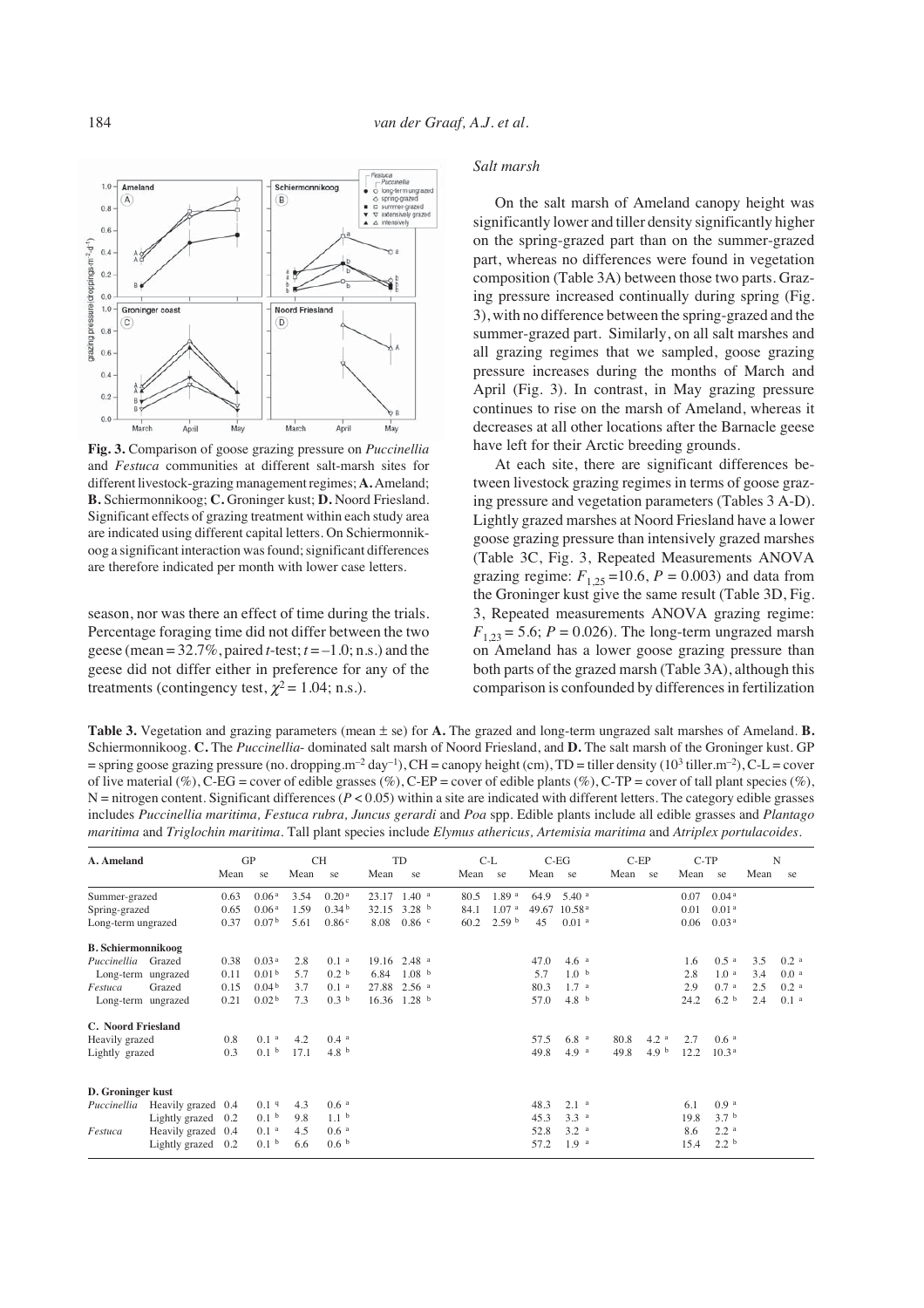**Fig. 3.** Comparison of goose grazing pressure on *Puccinellia* and *Festuca* communities at different salt-marsh sites for different livestock-grazing management regimes; **A.** Ameland; **B.** Schiermonnikoog; **C.** Groninger kust; **D.** Noord Friesland. Significant effects of grazing treatment within each study area are indicated using different capital letters. On Schiermonnikoog a significant interaction was found; significant differences are therefore indicated per month with lower case letters.

season, nor was there an effect of time during the trials. Percentage foraging time did not differ between the two geese (mean = 32.7%, paired *t*-test; $t = -1.0$; n.s.) and the geese did not differ either in preference for any of the treatments (contingency test, $\chi^2 = 1.04$; n.s.).

### *Salt marsh*

On the salt marsh of Ameland canopy height was significantly lower and tiller density significantly higher on the spring-grazed part than on the summer-grazed part, whereas no differences were found in vegetation composition (Table 3A) between those two parts. Grazing pressure increased continually during spring (Fig. 3), with no difference between the spring-grazed and the summer-grazed part. Similarly, on all salt marshes and all grazing regimes that we sampled, goose grazing pressure increases during the months of March and April (Fig. 3). In contrast, in May grazing pressure continues to rise on the marsh of Ameland, whereas it decreases at all other locations after the Barnacle geese have left for their Arctic breeding grounds.

At each site, there are significant differences between livestock grazing regimes in terms of goose grazing pressure and vegetation parameters (Tables 3 A-D). Lightly grazed marshes at Noord Friesland have a lower goose grazing pressure than intensively grazed marshes (Table 3C, Fig. 3, Repeated Measurements ANOVA grazing regime: $F_{1,25} = 10.6$, $P = 0.003$) and data from the Groninger kust give the same result (Table 3D, Fig. 3, Repeated measurements ANOVA grazing regime: $F_{1,23} = 5.6$; $P = 0.026$). The long-term ungrazed marsh on Ameland has a lower goose grazing pressure than both parts of the grazed marsh (Table 3A), although this comparison is confounded by differences in fertilization

**Table 3.** Vegetation and grazing parameters (mean ± se) for **A.** The grazed and long-term ungrazed salt marshes of Ameland. **B.** Schiermonnikoog. **C.** The *Puccinellia*- dominated salt marsh of Noord Friesland, and **D.** The salt marsh of the Groninger kust. GP = spring goose grazing pressure (no. dropping.m$^{-2}$ day$^{-1}$), CH = canopy height (cm), TD = tiller density (10$^3$ tiller.m$^{-2}$), C-L = cover of live material (%), C-EG = cover of edible grasses (%), C-EP = cover of edible plants (%), C-TP = cover of tall plant species (%), N = nitrogen content. Significant differences ($P < 0.05$) within a site are indicated with different letters. The category edible grasses includes *Puccinellia maritima*, *Festuca rubra*, *Juncus gerardi* and *Poa* spp. Edible plants include all edible grasses and *Plantago maritima* and *Triglochin maritima*. Tall plant species include *Elymus athericus*, *Artemisia maritima* and *Atriplex portulacoides*.

| A. Ameland | | GP | | CH | | TD | | C-L | | C-EG | | C-EP | | C-TP | | N | |
|---|---|---|---|---|---|---|---|---|---|---|---|---|---|---|---|---|---|
| | | Mean | se | Mean | se | Mean | se | Mean | se | Mean | se | Mean | se | Mean | se | Mean | se |
| Summer-grazed | | 0.63 | 0.06 a | 3.54 | 0.20 a | 23.17 | 1.40 a | 80.5 | 1.89 a | 64.9 | 5.40 a | | | 0.07 | 0.04 a | | |
| Spring-grazed | | 0.65 | 0.06 a | 1.59 | 0.34 b | 32.15 | 3.28 b | 84.1 | 1.07 a | 49.67 | 10.58 a | | | 0.01 | 0.01 a | | |
| Long-term ungrazed | | 0.37 | 0.07 b | 5.61 | 0.86 c | 8.08 | 0.86 c | 60.2 | 2.59 b | 45 | 0.01 a | | | 0.06 | 0.03 a | | |
| **B. Schiermonnikoog** | | | | | | | | | | | | | | | | | |
| *Puccinellia* | Grazed | 0.38 | 0.03 a | 2.8 | 0.1 a | 19.16 | 2.48 a | | | 47.0 | 4.6 a | | | 1.6 | 0.5 a | 3.5 | 0.2 a |
| | Long-term ungrazed | 0.11 | 0.01 b | 5.7 | 0.2 b | 6.84 | 1.08 b | | | 5.7 | 1.0 b | | | 2.8 | 1.0 a | 3.4 | 0.0 a |
| *Festuca* | Grazed | 0.15 | 0.04 b | 3.7 | 0.1 a | 27.88 | 2.56 a | | | 80.3 | 1.7 a | | | 2.9 | 0.7 a | 2.5 | 0.2 a |
| | Long-term ungrazed | 0.21 | 0.02 b | 7.3 | 0.3 b | 16.36 | 1.28 b | | | 57.0 | 4.8 b | | | 24.2 | 6.2 b | 2.4 | 0.1 a |
| **C. Noord Friesland** | | | | | | | | | | | | | | | | | |
| Heavily grazed | | 0.8 | 0.1 a | 4.2 | 0.4 a | | | | | 57.5 | 6.8 a | 80.8 | 4.2 a | 2.7 | 0.6 a | | |
| Lightly grazed | | 0.3 | 0.1 b | 17.1 | 4.8 b | | | | | 49.8 | 4.9 a | 49.8 | 4.9 b | 12.2 | 10.3 a | | |
| **D. Groninger kust** | | | | | | | | | | | | | | | | | |
| *Puccinellia* | Heavily grazed | 0.4 | 0.1 q | 4.3 | 0.6 a | | | | | 48.3 | 2.1 a | | | 6.1 | 0.9 a | | |
| | Lightly grazed | 0.2 | 0.1 b | 9.8 | 1.1 b | | | | | 45.3 | 3.3 a | | | 19.8 | 3.7 b | | |
| *Festuca* | Heavily grazed | 0.4 | 0.1 a | 4.5 | 0.6 a | | | | | 52.8 | 3.2 a | | | 8.6 | 2.2 a | | |
| | Lightly grazed | 0.2 | 0.1 b | 6.6 | 0.6 b | | | | | 57.2 | 1.9 a | | | 15.4 | 2.2 b | | |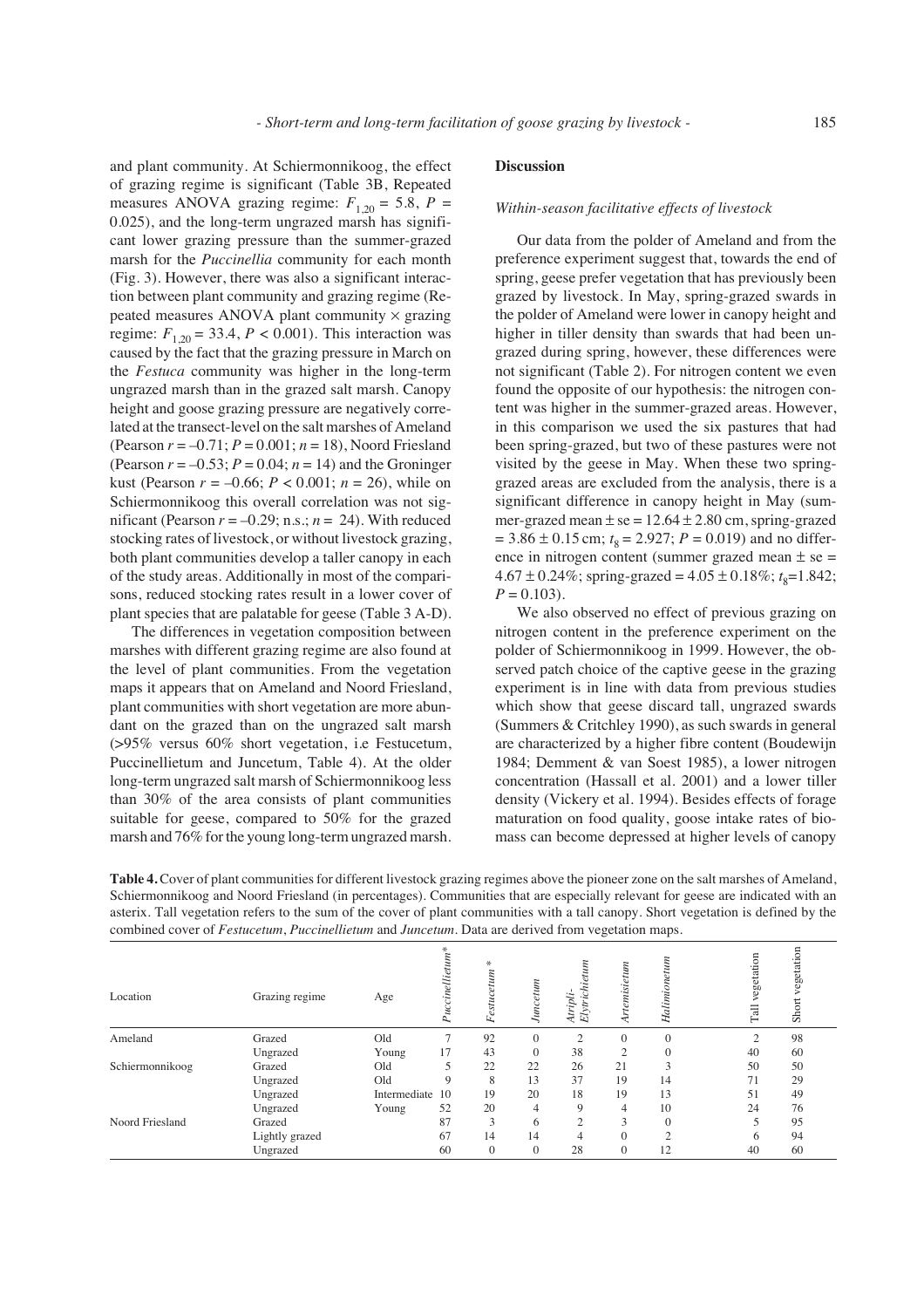and plant community. At Schiermonnikoog, the effect of grazing regime is significant (Table 3B, Repeated measures ANOVA grazing regime: $F_{1,20} = 5.8$, $P = 0.025$), and the long-term ungrazed marsh has significant lower grazing pressure than the summer-grazed marsh for the *Puccinellia* community for each month (Fig. 3). However, there was also a significant interaction between plant community and grazing regime (Repeated measures ANOVA plant community × grazing regime: $F_{1,20} = 33.4$, $P < 0.001$). This interaction was caused by the fact that the grazing pressure in March on the *Festuca* community was higher in the long-term ungrazed marsh than in the grazed salt marsh. Canopy height and goose grazing pressure are negatively correlated at the transect-level on the salt marshes of Ameland (Pearson $r = -0.71$; $P = 0.001$; $n = 18$), Noord Friesland (Pearson $r = -0.53$; $P = 0.04$; $n = 14$) and the Groninger kust (Pearson $r = -0.66$; $P < 0.001$; $n = 26$), while on Schiermonnikoog this overall correlation was not significant (Pearson $r = -0.29$; n.s.; $n = 24$). With reduced stocking rates of livestock, or without livestock grazing, both plant communities develop a taller canopy in each of the study areas. Additionally in most of the comparisons, reduced stocking rates result in a lower cover of plant species that are palatable for geese (Table 3 A-D).

The differences in vegetation composition between marshes with different grazing regime are also found at the level of plant communities. From the vegetation maps it appears that on Ameland and Noord Friesland, plant communities with short vegetation are more abundant on the grazed than on the ungrazed salt marsh (>95% versus 60% short vegetation, i.e Festucetum, Puccinellietum and Juncetum, Table 4). At the older long-term ungrazed salt marsh of Schiermonnikoog less than 30% of the area consists of plant communities suitable for geese, compared to 50% for the grazed marsh and 76% for the young long-term ungrazed marsh.

## Discussion

### *Within-season facilitative effects of livestock*

Our data from the polder of Ameland and from the preference experiment suggest that, towards the end of spring, geese prefer vegetation that has previously been grazed by livestock. In May, spring-grazed swards in the polder of Ameland were lower in canopy height and higher in tiller density than swards that had been ungrazed during spring, however, these differences were not significant (Table 2). For nitrogen content we even found the opposite of our hypothesis: the nitrogen content was higher in the summer-grazed areas. However, in this comparison we used the six pastures that had been spring-grazed, but two of these pastures were not visited by the geese in May. When these two spring-grazed areas are excluded from the analysis, there is a significant difference in canopy height in May (summer-grazed mean ± se = 12.64 ± 2.80 cm, spring-grazed = 3.86 ± 0.15 cm; $t_8 = 2.927$; $P = 0.019$) and no difference in nitrogen content (summer grazed mean ± se = 4.67 ± 0.24%; spring-grazed = 4.05 ± 0.18%; $t_8 = 1.842$; $P = 0.103$).

We also observed no effect of previous grazing on nitrogen content in the preference experiment on the polder of Schiermonnikoog in 1999. However, the observed patch choice of the captive geese in the grazing experiment is in line with data from previous studies which show that geese discard tall, ungrazed swards (Summers & Critchley 1990), as such swards in general are characterized by a higher fibre content (Boudewijn 1984; Demment & van Soest 1985), a lower nitrogen concentration (Hassall et al. 2001) and a lower tiller density (Vickery et al. 1994). Besides effects of forage maturation on food quality, goose intake rates of biomass can become depressed at higher levels of canopy

**Table 4.** Cover of plant communities for different livestock grazing regimes above the pioneer zone on the salt marshes of Ameland, Schiermonnikoog and Noord Friesland (in percentages). Communities that are especially relevant for geese are indicated with an asterix. Tall vegetation refers to the sum of the cover of plant communities with a tall canopy. Short vegetation is defined by the combined cover of *Festucetum*, *Puccinellietum* and *Juncetum*. Data are derived from vegetation maps.

| Location | Grazing regime | Age | *Puccinellietum** | *Festucetum* * | *Juncetum* | *Atripli-Elytrichietum* | *Artemisietum* | *Halimionetum* | Tall vegetation | Short vegetation |
|---|---|---|---|---|---|---|---|---|---|---|
| Ameland | Grazed | Old | 7 | 92 | 0 | 2 | 0 | 0 | 2 | 98 |
| | Ungrazed | Young | 17 | 43 | 0 | 38 | 2 | 0 | 40 | 60 |
| Schiermonnikoog | Grazed | Old | 5 | 22 | 22 | 26 | 21 | 3 | 50 | 50 |
| | Ungrazed | Old | 9 | 8 | 13 | 37 | 19 | 14 | 71 | 29 |
| | Ungrazed | Intermediate | 10 | 19 | 20 | 18 | 19 | 13 | 51 | 49 |
| | Ungrazed | Young | 52 | 20 | 4 | 9 | 4 | 10 | 24 | 76 |
| Noord Friesland | Grazed | | 87 | 3 | 6 | 2 | 3 | 0 | 5 | 95 |
| | Lightly grazed | | 67 | 14 | 14 | 4 | 0 | 2 | 6 | 94 |
| | Ungrazed | | 60 | 0 | 0 | 28 | 0 | 12 | 40 | 60 |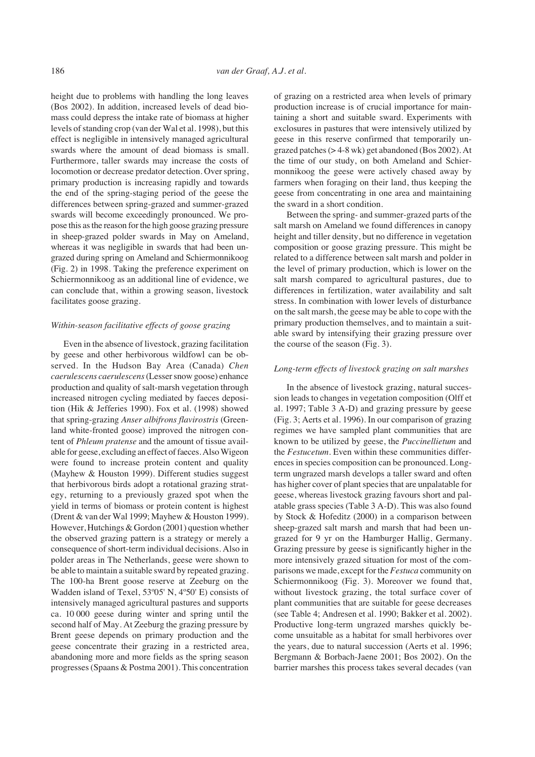height due to problems with handling the long leaves (Bos 2002). In addition, increased levels of dead biomass could depress the intake rate of biomass at higher levels of standing crop (van der Wal et al. 1998), but this effect is negligible in intensively managed agricultural swards where the amount of dead biomass is small. Furthermore, taller swards may increase the costs of locomotion or decrease predator detection. Over spring, primary production is increasing rapidly and towards the end of the spring-staging period of the geese the differences between spring-grazed and summer-grazed swards will become exceedingly pronounced. We propose this as the reason for the high goose grazing pressure in sheep-grazed polder swards in May on Ameland, whereas it was negligible in swards that had been ungrazed during spring on Ameland and Schiermonnikoog (Fig. 2) in 1998. Taking the preference experiment on Schiermonnikoog as an additional line of evidence, we can conclude that, within a growing season, livestock facilitates goose grazing.

### *Within-season facilitative effects of goose grazing*

Even in the absence of livestock, grazing facilitation by geese and other herbivorous wildfowl can be observed. In the Hudson Bay Area (Canada) *Chen caerulescens caerulescens* (Lesser snow goose) enhance production and quality of salt-marsh vegetation through increased nitrogen cycling mediated by faeces deposition (Hik & Jefferies 1990). Fox et al. (1998) showed that spring-grazing *Anser albifrons flavirostris* (Greenland white-fronted goose) improved the nitrogen content of *Phleum pratense* and the amount of tissue available for geese, excluding an effect of faeces. Also Wigeon were found to increase protein content and quality (Mayhew & Houston 1999). Different studies suggest that herbivorous birds adopt a rotational grazing strategy, returning to a previously grazed spot when the yield in terms of biomass or protein content is highest (Drent & van der Wal 1999; Mayhew & Houston 1999). However, Hutchings & Gordon (2001) question whether the observed grazing pattern is a strategy or merely a consequence of short-term individual decisions. Also in polder areas in The Netherlands, geese were shown to be able to maintain a suitable sward by repeated grazing. The 100-ha Brent goose reserve at Zeeburg on the Wadden island of Texel, 53º05' N, 4º50' E) consists of intensively managed agricultural pastures and supports ca. 10 000 geese during winter and spring until the second half of May. At Zeeburg the grazing pressure by Brent geese depends on primary production and the geese concentrate their grazing in a restricted area, abandoning more and more fields as the spring season progresses (Spaans & Postma 2001). This concentration of grazing on a restricted area when levels of primary production increase is of crucial importance for maintaining a short and suitable sward. Experiments with exclosures in pastures that were intensively utilized by geese in this reserve confirmed that temporarily ungrazed patches (> 4-8 wk) get abandoned (Bos 2002). At the time of our study, on both Ameland and Schiermonnikoog the geese were actively chased away by farmers when foraging on their land, thus keeping the geese from concentrating in one area and maintaining the sward in a short condition.

Between the spring- and summer-grazed parts of the salt marsh on Ameland we found differences in canopy height and tiller density, but no difference in vegetation composition or goose grazing pressure. This might be related to a difference between salt marsh and polder in the level of primary production, which is lower on the salt marsh compared to agricultural pastures, due to differences in fertilization, water availability and salt stress. In combination with lower levels of disturbance on the salt marsh, the geese may be able to cope with the primary production themselves, and to maintain a suitable sward by intensifying their grazing pressure over the course of the season (Fig. 3).

### *Long-term effects of livestock grazing on salt marshes*

In the absence of livestock grazing, natural succession leads to changes in vegetation composition (Olff et al. 1997; Table 3 A-D) and grazing pressure by geese (Fig. 3; Aerts et al. 1996). In our comparison of grazing regimes we have sampled plant communities that are known to be utilized by geese, the *Puccinellietum* and the *Festucetum*. Even within these communities differences in species composition can be pronounced. Long-term ungrazed marsh develops a taller sward and often has higher cover of plant species that are unpalatable for geese, whereas livestock grazing favours short and palatable grass species (Table 3 A-D). This was also found by Stock & Hofeditz (2000) in a comparison between sheep-grazed salt marsh and marsh that had been ungrazed for 9 yr on the Hamburger Hallig, Germany. Grazing pressure by geese is significantly higher in the more intensively grazed situation for most of the comparisons we made, except for the *Festuca* community on Schiermonnikoog (Fig. 3). Moreover we found that, without livestock grazing, the total surface cover of plant communities that are suitable for geese decreases (see Table 4; Andresen et al. 1990; Bakker et al. 2002). Productive long-term ungrazed marshes quickly become unsuitable as a habitat for small herbivores over the years, due to natural succession (Aerts et al. 1996; Bergmann & Borbach-Jaene 2001; Bos 2002). On the barrier marshes this process takes several decades (van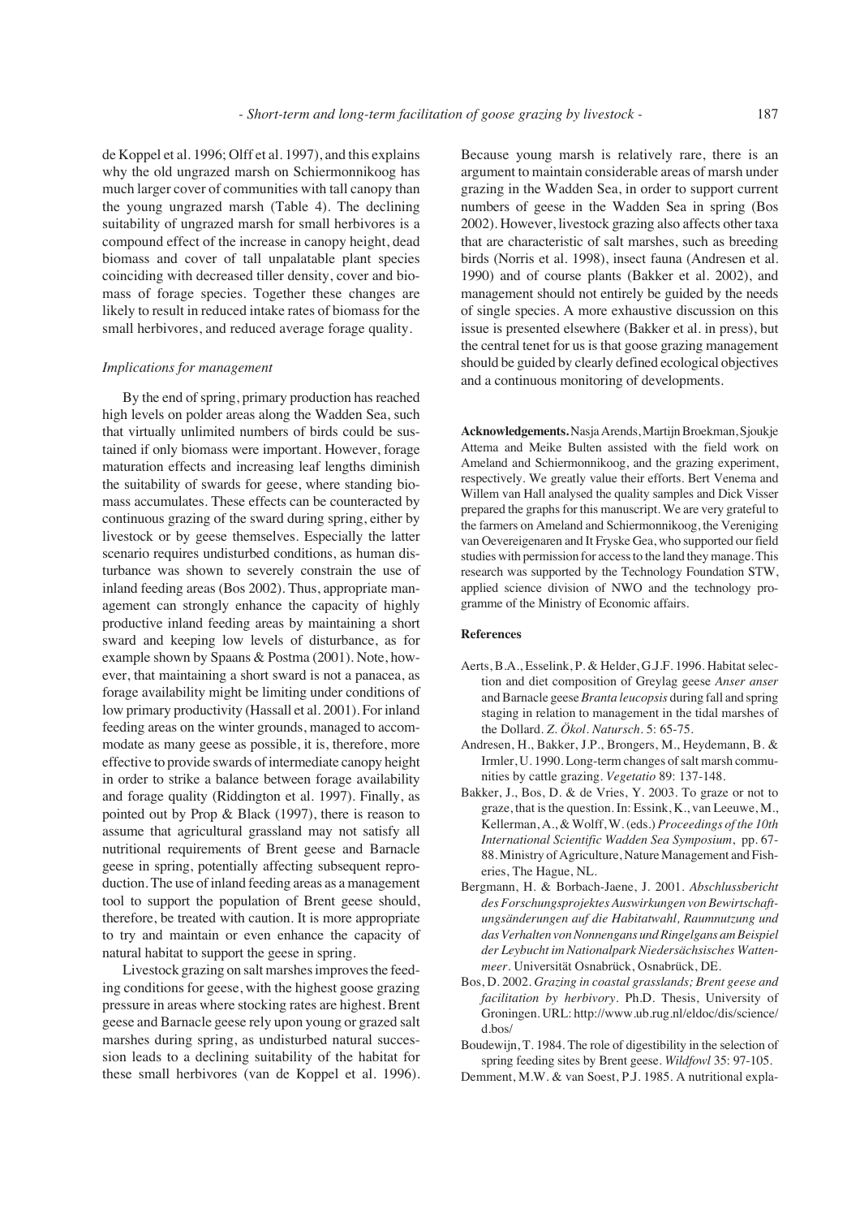de Koppel et al. 1996; Olff et al. 1997), and this explains why the old ungrazed marsh on Schiermonnikoog has much larger cover of communities with tall canopy than the young ungrazed marsh (Table 4). The declining suitability of ungrazed marsh for small herbivores is a compound effect of the increase in canopy height, dead biomass and cover of tall unpalatable plant species coinciding with decreased tiller density, cover and biomass of forage species. Together these changes are likely to result in reduced intake rates of biomass for the small herbivores, and reduced average forage quality.

### *Implications for management*

By the end of spring, primary production has reached high levels on polder areas along the Wadden Sea, such that virtually unlimited numbers of birds could be sustained if only biomass were important. However, forage maturation effects and increasing leaf lengths diminish the suitability of swards for geese, where standing biomass accumulates. These effects can be counteracted by continuous grazing of the sward during spring, either by livestock or by geese themselves. Especially the latter scenario requires undisturbed conditions, as human disturbance was shown to severely constrain the use of inland feeding areas (Bos 2002). Thus, appropriate management can strongly enhance the capacity of highly productive inland feeding areas by maintaining a short sward and keeping low levels of disturbance, as for example shown by Spaans & Postma (2001). Note, however, that maintaining a short sward is not a panacea, as forage availability might be limiting under conditions of low primary productivity (Hassall et al. 2001). For inland feeding areas on the winter grounds, managed to accommodate as many geese as possible, it is, therefore, more effective to provide swards of intermediate canopy height in order to strike a balance between forage availability and forage quality (Riddington et al. 1997). Finally, as pointed out by Prop & Black (1997), there is reason to assume that agricultural grassland may not satisfy all nutritional requirements of Brent geese and Barnacle geese in spring, potentially affecting subsequent reproduction. The use of inland feeding areas as a management tool to support the population of Brent geese should, therefore, be treated with caution. It is more appropriate to try and maintain or even enhance the capacity of natural habitat to support the geese in spring.

Livestock grazing on salt marshes improves the feeding conditions for geese, with the highest goose grazing pressure in areas where stocking rates are highest. Brent geese and Barnacle geese rely upon young or grazed salt marshes during spring, as undisturbed natural succession leads to a declining suitability of the habitat for these small herbivores (van de Koppel et al. 1996). Because young marsh is relatively rare, there is an argument to maintain considerable areas of marsh under grazing in the Wadden Sea, in order to support current numbers of geese in the Wadden Sea in spring (Bos 2002). However, livestock grazing also affects other taxa that are characteristic of salt marshes, such as breeding birds (Norris et al. 1998), insect fauna (Andresen et al. 1990) and of course plants (Bakker et al. 2002), and management should not entirely be guided by the needs of single species. A more exhaustive discussion on this issue is presented elsewhere (Bakker et al. in press), but the central tenet for us is that goose grazing management should be guided by clearly defined ecological objectives and a continuous monitoring of developments.

**Acknowledgements.** Nasja Arends, Martijn Broekman, Sjoukje Attema and Meike Bulten assisted with the field work on Ameland and Schiermonnikoog, and the grazing experiment, respectively. We greatly value their efforts. Bert Venema and Willem van Hall analysed the quality samples and Dick Visser prepared the graphs for this manuscript. We are very grateful to the farmers on Ameland and Schiermonnikoog, the Vereniging van Oevereigenaren and It Fryske Gea, who supported our field studies with permission for access to the land they manage. This research was supported by the Technology Foundation STW, applied science division of NWO and the technology programme of the Ministry of Economic affairs.

### References

Aerts, B.A., Esselink, P. & Helder, G.J.F. 1996. Habitat selection and diet composition of Greylag geese *Anser anser* and Barnacle geese *Branta leucopsis* during fall and spring staging in relation to management in the tidal marshes of the Dollard. *Z. Ökol. Natursch.* 5: 65-75.

Andresen, H., Bakker, J.P., Brongers, M., Heydemann, B. & Irmler, U. 1990. Long-term changes of salt marsh communities by cattle grazing. *Vegetatio* 89: 137-148.

Bakker, J., Bos, D. & de Vries, Y. 2003. To graze or not to graze, that is the question. In: Essink, K., van Leeuwe, M., Kellerman, A., & Wolff, W. (eds.) *Proceedings of the 10th International Scientific Wadden Sea Symposium*, pp. 67-88. Ministry of Agriculture, Nature Management and Fisheries, The Hague, NL.

Bergmann, H. & Borbach-Jaene, J. 2001. *Abschlussbericht des Forschungsprojektes Auswirkungen von Bewirtschaftungsänderungen auf die Habitatwahl, Raumnutzung und das Verhalten von Nonnengans und Ringelgans am Beispiel der Leybucht im Nationalpark Niedersächsisches Wattenmeer*. Universität Osnabrück, Osnabrück, DE.

Bos, D. 2002. *Grazing in coastal grasslands; Brent geese and facilitation by herbivory*. Ph.D. Thesis, University of Groningen. URL: http://www.ub.rug.nl/eldoc/dis/science/d.bos/

Boudewijn, T. 1984. The role of digestibility in the selection of spring feeding sites by Brent geese. *Wildfowl* 35: 97-105.

Demment, M.W. & van Soest, P.J. 1985. A nutritional expla-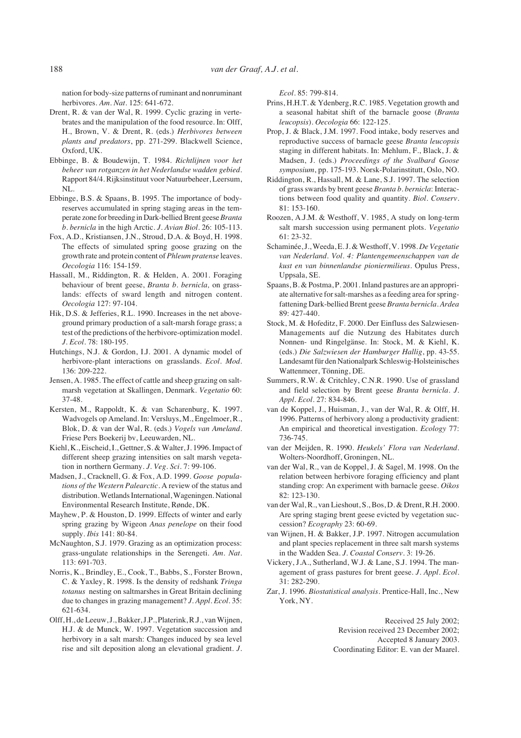nation for body-size patterns of ruminant and nonruminant herbivores. *Am. Nat.* 125: 641-672.

Drent, R. & van der Wal, R. 1999. Cyclic grazing in vertebrates and the manipulation of the food resource. In: Olff, H., Brown, V. & Drent, R. (eds.) *Herbivores between plants and predators*, pp. 271-299. Blackwell Science, Oxford, UK.

Ebbinge, B. & Boudewijn, T. 1984. *Richtlijnen voor het beheer van rotganzen in het Nederlandse wadden gebied.* Rapport 84/4. Rijksinstituut voor Natuurbeheer, Leersum, NL.

Ebbinge, B.S. & Spaans, B. 1995. The importance of body-reserves accumulated in spring staging areas in the temperate zone for breeding in Dark-bellied Brent geese *Branta b. bernicla* in the high Arctic. *J. Avian Biol.* 26: 105-113.

Fox, A.D., Kristiansen, J.N., Stroud, D.A. & Boyd, H. 1998. The effects of simulated spring goose grazing on the growth rate and protein content of *Phleum pratense* leaves. *Oecologia* 116: 154-159.

Hassall, M., Riddington, R. & Helden, A. 2001. Foraging behaviour of brent geese, *Branta b. bernicla,* on grasslands: effects of sward length and nitrogen content. *Oecologia* 127: 97-104.

Hik, D.S. & Jefferies, R.L. 1990. Increases in the net aboveground primary production of a salt-marsh forage grass; a test of the predictions of the herbivore-optimization model. *J. Ecol.* 78: 180-195.

Hutchings, N.J. & Gordon, I.J. 2001. A dynamic model of herbivore-plant interactions on grasslands. *Ecol. Mod.* 136: 209-222.

Jensen, A. 1985. The effect of cattle and sheep grazing on salt-marsh vegetation at Skallingen, Denmark. *Vegetatio* 60: 37-48.

Kersten, M., Rappoldt, K. & van Scharenburg, K. 1997. Wadvogels op Ameland. In: Versluys, M., Engelmoer, R., Blok, D. & van der Wal, R. (eds.) *Vogels van Ameland.* Friese Pers Boekerij bv, Leeuwarden, NL.

Kiehl, K., Eischeid, I., Gettner, S. & Walter, J. 1996. Impact of different sheep grazing intensities on salt marsh vegetation in northern Germany. *J. Veg. Sci.* 7: 99-106.

Madsen, J., Cracknell, G. & Fox, A.D. 1999. *Goose populations of the Western Palearctic.* A review of the status and distribution. Wetlands International, Wageningen. National Environmental Research Institute, Rønde, DK.

Mayhew, P. & Houston, D. 1999. Effects of winter and early spring grazing by Wigeon *Anas penelope* on their food supply. *Ibis* 141: 80-84.

McNaughton, S.J. 1979. Grazing as an optimization process: grass-ungulate relationships in the Serengeti. *Am. Nat.* 113: 691-703.

Norris, K., Brindley, E., Cook, T., Babbs, S., Forster Brown, C. & Yaxley, R. 1998. Is the density of redshank *Tringa totanus* nesting on saltmarshes in Great Britain declining due to changes in grazing management? *J. Appl. Ecol.* 35: 621-634.

Olff, H., de Leeuw, J., Bakker, J.P., Platerink, R.J., van Wijnen, H.J. & de Munck, W. 1997. Vegetation succession and herbivory in a salt marsh: Changes induced by sea level rise and silt deposition along an elevational gradient. *J. Ecol.* 85: 799-814.

Prins, H.H.T. & Ydenberg, R.C. 1985. Vegetation growth and a seasonal habitat shift of the barnacle goose (*Branta leucopsis*). *Oecologia* 66: 122-125.

Prop, J. & Black, J.M. 1997. Food intake, body reserves and reproductive success of barnacle geese *Branta leucopsis* staging in different habitats. In: Mehlum, F., Black, J. & Madsen, J. (eds.) *Proceedings of the Svalbard Goose symposium*, pp. 175-193. Norsk-Polarinstitutt, Oslo, NO.

Riddington, R., Hassall, M. & Lane, S.J. 1997. The selection of grass swards by brent geese *Branta b. bernicla*: Interactions between food quality and quantity. *Biol. Conserv.* 81: 153-160.

Roozen, A.J.M. & Westhoff, V. 1985, A study on long-term salt marsh succession using permanent plots. *Vegetatio* 61: 23-32.

Schaminée, J., Weeda, E.J. & Westhoff, V. 1998. *De Vegetatie van Nederland. Vol. 4: Plantengemeenschappen van de kust en van binnenlandse pioniermilieus.* Opulus Press, Uppsala, SE.

Spaans, B. & Postma, P. 2001. Inland pastures are an appropriate alternative for salt-marshes as a feeding area for spring-fattening Dark-bellied Brent geese *Branta bernicla*. *Ardea* 89: 427-440.

Stock, M. & Hofeditz, F. 2000. Der Einfluss des Salzwiesen-Managements auf die Nutzung des Habitates durch Nonnen- und Ringelgänse. In: Stock, M. & Kiehl, K. (eds.) *Die Salzwiesen der Hamburger Hallig*, pp. 43-55. Landesamt für den Nationalpark Schleswig-Holsteinisches Wattenmeer, Tönning, DE.

Summers, R.W. & Critchley, C.N.R. 1990. Use of grassland and field selection by Brent geese *Branta bernicla*. *J. Appl. Ecol.* 27: 834-846.

van de Koppel, J., Huisman, J., van der Wal, R. & Olff, H. 1996. Patterns of herbivory along a productivity gradient: An empirical and theoretical investigation. *Ecology* 77: 736-745.

van der Meijden, R. 1990. *Heukels' Flora van Nederland.* Wolters-Noordhoff, Groningen, NL.

van der Wal, R., van de Koppel, J. & Sagel, M. 1998. On the relation between herbivore foraging efficiency and plant standing crop: An experiment with barnacle geese. *Oikos* 82: 123-130.

van der Wal, R., van Lieshout, S., Bos, D. & Drent, R.H. 2000. Are spring staging brent geese evicted by vegetation succession? *Ecography* 23: 60-69.

van Wijnen, H. & Bakker, J.P. 1997. Nitrogen accumulation and plant species replacement in three salt marsh systems in the Wadden Sea. *J. Coastal Conserv.* 3: 19-26.

Vickery, J.A., Sutherland, W.J. & Lane, S.J. 1994. The management of grass pastures for brent geese. *J. Appl. Ecol.* 31: 282-290.

Zar, J. 1996. *Biostatistical analysis.* Prentice-Hall, Inc., New York, NY.

Received 25 July 2002;
Revision received 23 December 2002;
Accepted 8 January 2003.
Coordinating Editor: E. van der Maarel.